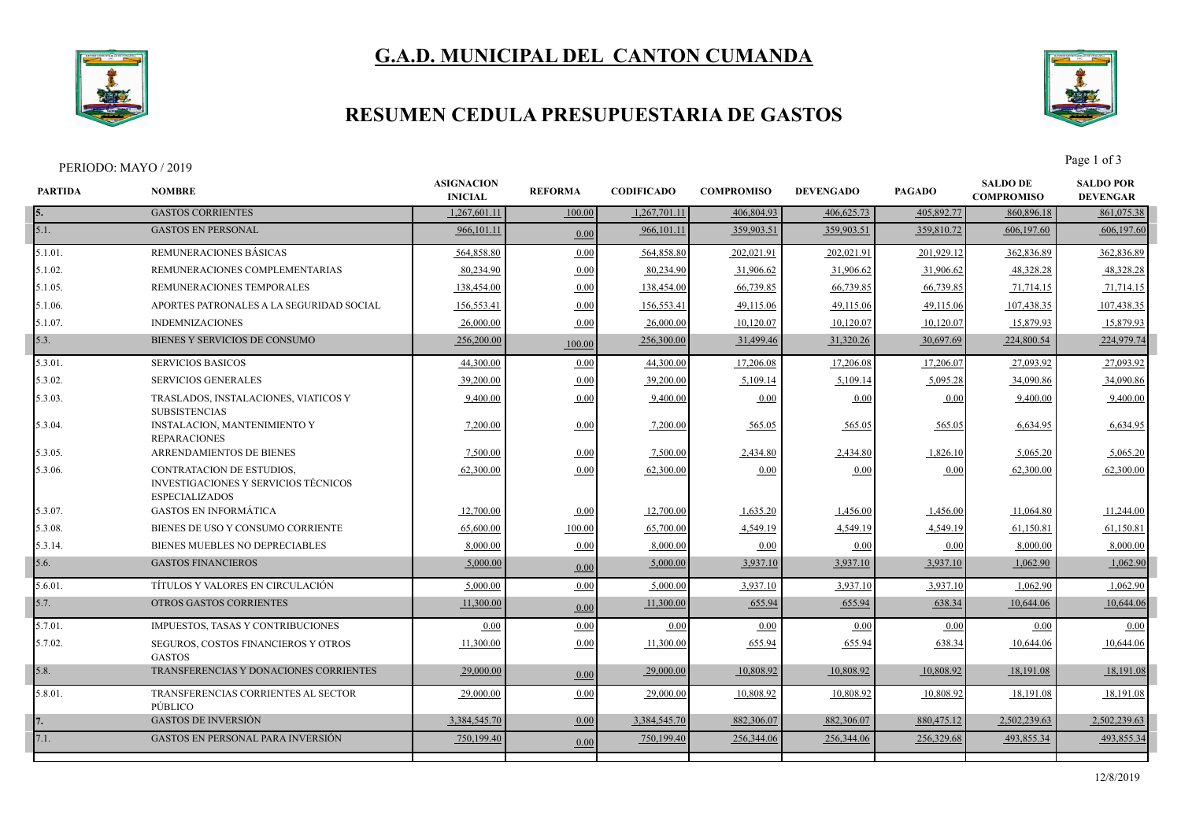# G.A.D. MUNICIPAL DEL CANTON CUMANDA

## RESUMEN CEDULA PRESUPUESTARIA DE GASTOS

PERIODO: MAYO / 2019

| PARTIDA | NOMBRE | ASIGNACION INICIAL | REFORMA | CODIFICADO | COMPROMISO | DEVENGADO | PAGADO | SALDO DE COMPROMISO | SALDO POR DEVENGAR |
|---|---|---|---|---|---|---|---|---|---|
| 5. | GASTOS CORRIENTES | 1,267,601.11 | 100.00 | 1,267,701.11 | 406,804.93 | 406,625.73 | 405,892.77 | 860,896.18 | 861,075.38 |
| 5.1. | GASTOS EN PERSONAL | 966,101.11 | 0.00 | 966,101.11 | 359,903.51 | 359,903.51 | 359,810.72 | 606,197.60 | 606,197.60 |
| 5.1.01. | REMUNERACIONES BÁSICAS | 564,858.80 | 0.00 | 564,858.80 | 202,021.91 | 202,021.91 | 201,929.12 | 362,836.89 | 362,836.89 |
| 5.1.02. | REMUNERACIONES COMPLEMENTARIAS | 80,234.90 | 0.00 | 80,234.90 | 31,906.62 | 31,906.62 | 31,906.62 | 48,328.28 | 48,328.28 |
| 5.1.05. | REMUNERACIONES TEMPORALES | 138,454.00 | 0.00 | 138,454.00 | 66,739.85 | 66,739.85 | 66,739.85 | 71,714.15 | 71,714.15 |
| 5.1.06. | APORTES PATRONALES A LA SEGURIDAD SOCIAL | 156,553.41 | 0.00 | 156,553.41 | 49,115.06 | 49,115.06 | 49,115.06 | 107,438.35 | 107,438.35 |
| 5.1.07. | INDEMNIZACIONES | 26,000.00 | 0.00 | 26,000.00 | 10,120.07 | 10,120.07 | 10,120.07 | 15,879.93 | 15,879.93 |
| 5.3. | BIENES Y SERVICIOS DE CONSUMO | 256,200.00 | 100.00 | 256,300.00 | 31,499.46 | 31,320.26 | 30,697.69 | 224,800.54 | 224,979.74 |
| 5.3.01. | SERVICIOS BASICOS | 44,300.00 | 0.00 | 44,300.00 | 17,206.08 | 17,206.08 | 17,206.07 | 27,093.92 | 27,093.92 |
| 5.3.02. | SERVICIOS GENERALES | 39,200.00 | 0.00 | 39,200.00 | 5,109.14 | 5,109.14 | 5,095.28 | 34,090.86 | 34,090.86 |
| 5.3.03. | TRASLADOS, INSTALACIONES, VIATICOS Y SUBSISTENCIAS | 9,400.00 | 0.00 | 9,400.00 | 0.00 | 0.00 | 0.00 | 9,400.00 | 9,400.00 |
| 5.3.04. | INSTALACION, MANTENIMIENTO Y REPARACIONES | 7,200.00 | 0.00 | 7,200.00 | 565.05 | 565.05 | 565.05 | 6,634.95 | 6,634.95 |
| 5.3.05. | ARRENDAMIENTOS DE BIENES | 7,500.00 | 0.00 | 7,500.00 | 2,434.80 | 2,434.80 | 1,826.10 | 5,065.20 | 5,065.20 |
| 5.3.06. | CONTRATACION DE ESTUDIOS, INVESTIGACIONES Y SERVICIOS TÉCNICOS ESPECIALIZADOS | 62,300.00 | 0.00 | 62,300.00 | 0.00 | 0.00 | 0.00 | 62,300.00 | 62,300.00 |
| 5.3.07. | GASTOS EN INFORMÁTICA | 12,700.00 | 0.00 | 12,700.00 | 1,635.20 | 1,456.00 | 1,456.00 | 11,064.80 | 11,244.00 |
| 5.3.08. | BIENES DE USO Y CONSUMO CORRIENTE | 65,600.00 | 100.00 | 65,700.00 | 4,549.19 | 4,549.19 | 4,549.19 | 61,150.81 | 61,150.81 |
| 5.3.14. | BIENES MUEBLES NO DEPRECIABLES | 8,000.00 | 0.00 | 8,000.00 | 0.00 | 0.00 | 0.00 | 8,000.00 | 8,000.00 |
| 5.6. | GASTOS FINANCIEROS | 5,000.00 | 0.00 | 5,000.00 | 3,937.10 | 3,937.10 | 3,937.10 | 1,062.90 | 1,062.90 |
| 5.6.01. | TÍTULOS Y VALORES EN CIRCULACIÓN | 5,000.00 | 0.00 | 5,000.00 | 3,937.10 | 3,937.10 | 3,937.10 | 1,062.90 | 1,062.90 |
| 5.7. | OTROS GASTOS CORRIENTES | 11,300.00 | 0.00 | 11,300.00 | 655.94 | 655.94 | 638.34 | 10,644.06 | 10,644.06 |
| 5.7.01. | IMPUESTOS, TASAS Y CONTRIBUCIONES | 0.00 | 0.00 | 0.00 | 0.00 | 0.00 | 0.00 | 0.00 | 0.00 |
| 5.7.02. | SEGUROS, COSTOS FINANCIEROS Y OTROS GASTOS | 11,300.00 | 0.00 | 11,300.00 | 655.94 | 655.94 | 638.34 | 10,644.06 | 10,644.06 |
| 5.8. | TRANSFERENCIAS Y DONACIONES CORRIENTES | 29,000.00 | 0.00 | 29,000.00 | 10,808.92 | 10,808.92 | 10,808.92 | 18,191.08 | 18,191.08 |
| 5.8.01. | TRANSFERENCIAS CORRIENTES AL SECTOR PÚBLICO | 29,000.00 | 0.00 | 29,000.00 | 10,808.92 | 10,808.92 | 10,808.92 | 18,191.08 | 18,191.08 |
| 7. | GASTOS DE INVERSIÓN | 3,384,545.70 | 0.00 | 3,384,545.70 | 882,306.07 | 882,306.07 | 880,475.12 | 2,502,239.63 | 2,502,239.63 |
| 7.1. | GASTOS EN PERSONAL PARA INVERSIÓN | 750,199.40 | 0.00 | 750,199.40 | 256,344.06 | 256,344.06 | 256,329.68 | 493,855.34 | 493,855.34 |

12/8/2019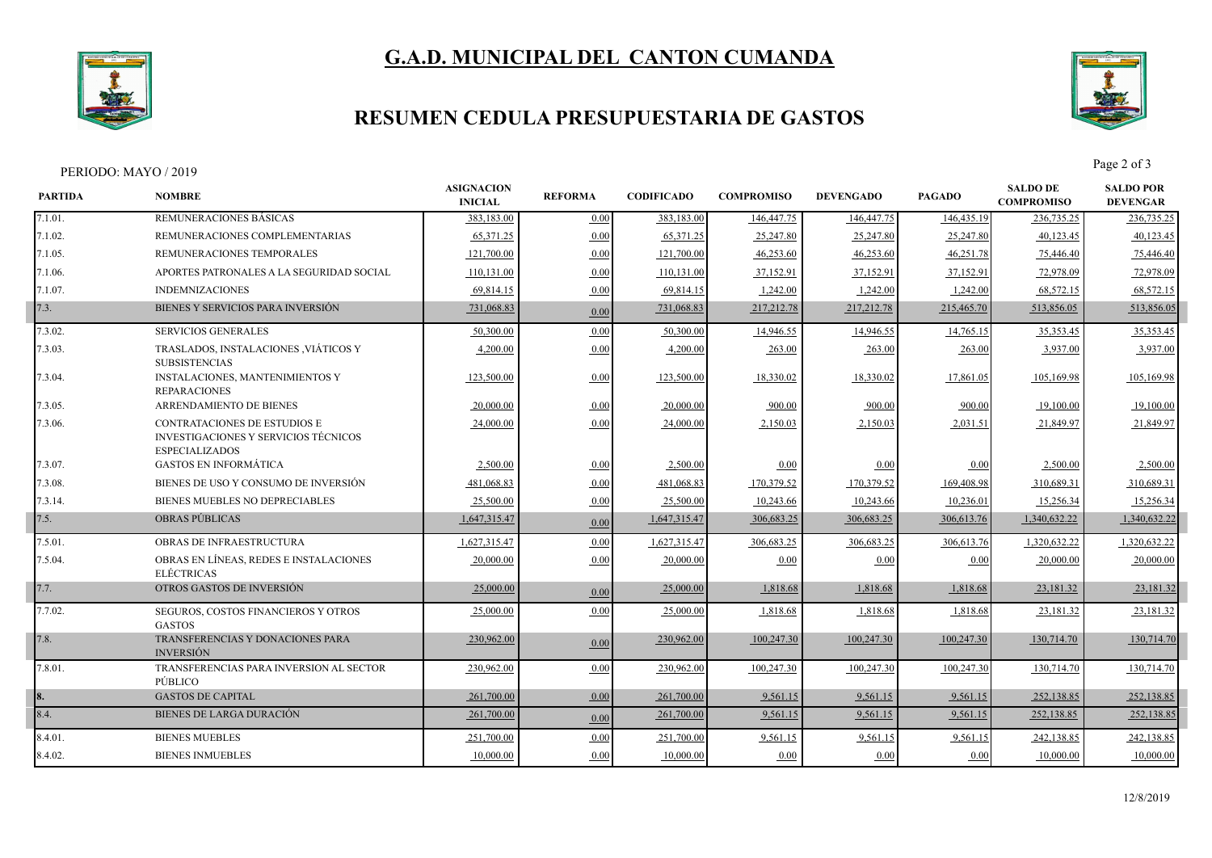# G.A.D. MUNICIPAL DEL CANTON CUMANDA

## RESUMEN CEDULA PRESUPUESTARIA DE GASTOS

PERIODO: MAYO / 2019

| PARTIDA | NOMBRE | ASIGNACION INICIAL | REFORMA | CODIFICADO | COMPROMISO | DEVENGADO | PAGADO | SALDO DE COMPROMISO | SALDO POR DEVENGAR |
|---|---|---|---|---|---|---|---|---|---|
| 7.1.01. | REMUNERACIONES BÁSICAS | 383,183.00 | 0.00 | 383,183.00 | 146,447.75 | 146,447.75 | 146,435.19 | 236,735.25 | 236,735.25 |
| 7.1.02. | REMUNERACIONES COMPLEMENTARIAS | 65,371.25 | 0.00 | 65,371.25 | 25,247.80 | 25,247.80 | 25,247.80 | 40,123.45 | 40,123.45 |
| 7.1.05. | REMUNERACIONES TEMPORALES | 121,700.00 | 0.00 | 121,700.00 | 46,253.60 | 46,253.60 | 46,251.78 | 75,446.40 | 75,446.40 |
| 7.1.06. | APORTES PATRONALES A LA SEGURIDAD SOCIAL | 110,131.00 | 0.00 | 110,131.00 | 37,152.91 | 37,152.91 | 37,152.91 | 72,978.09 | 72,978.09 |
| 7.1.07. | INDEMNIZACIONES | 69,814.15 | 0.00 | 69,814.15 | 1,242.00 | 1,242.00 | 1,242.00 | 68,572.15 | 68,572.15 |
| 7.3. | BIENES Y SERVICIOS PARA INVERSIÓN | 731,068.83 | 0.00 | 731,068.83 | 217,212.78 | 217,212.78 | 215,465.70 | 513,856.05 | 513,856.05 |
| 7.3.02. | SERVICIOS GENERALES | 50,300.00 | 0.00 | 50,300.00 | 14,946.55 | 14,946.55 | 14,765.15 | 35,353.45 | 35,353.45 |
| 7.3.03. | TRASLADOS, INSTALACIONES ,VIÁTICOS Y SUBSISTENCIAS | 4,200.00 | 0.00 | 4,200.00 | 263.00 | 263.00 | 263.00 | 3,937.00 | 3,937.00 |
| 7.3.04. | INSTALACIONES, MANTENIMIENTOS Y REPARACIONES | 123,500.00 | 0.00 | 123,500.00 | 18,330.02 | 18,330.02 | 17,861.05 | 105,169.98 | 105,169.98 |
| 7.3.05. | ARRENDAMIENTO DE BIENES | 20,000.00 | 0.00 | 20,000.00 | 900.00 | 900.00 | 900.00 | 19,100.00 | 19,100.00 |
| 7.3.06. | CONTRATACIONES DE ESTUDIOS E INVESTIGACIONES Y SERVICIOS TÉCNICOS ESPECIALIZADOS | 24,000.00 | 0.00 | 24,000.00 | 2,150.03 | 2,150.03 | 2,031.51 | 21,849.97 | 21,849.97 |
| 7.3.07. | GASTOS EN INFORMÁTICA | 2,500.00 | 0.00 | 2,500.00 | 0.00 | 0.00 | 0.00 | 2,500.00 | 2,500.00 |
| 7.3.08. | BIENES DE USO Y CONSUMO DE INVERSIÓN | 481,068.83 | 0.00 | 481,068.83 | 170,379.52 | 170,379.52 | 169,408.98 | 310,689.31 | 310,689.31 |
| 7.3.14. | BIENES MUEBLES NO DEPRECIABLES | 25,500.00 | 0.00 | 25,500.00 | 10,243.66 | 10,243.66 | 10,236.01 | 15,256.34 | 15,256.34 |
| 7.5. | OBRAS PÚBLICAS | 1,647,315.47 | 0.00 | 1,647,315.47 | 306,683.25 | 306,683.25 | 306,613.76 | 1,340,632.22 | 1,340,632.22 |
| 7.5.01. | OBRAS DE INFRAESTRUCTURA | 1,627,315.47 | 0.00 | 1,627,315.47 | 306,683.25 | 306,683.25 | 306,613.76 | 1,320,632.22 | 1,320,632.22 |
| 7.5.04. | OBRAS EN LÍNEAS, REDES E INSTALACIONES ELÉCTRICAS | 20,000.00 | 0.00 | 20,000.00 | 0.00 | 0.00 | 0.00 | 20,000.00 | 20,000.00 |
| 7.7. | OTROS GASTOS DE INVERSIÒN | 25,000.00 | 0.00 | 25,000.00 | 1,818.68 | 1,818.68 | 1,818.68 | 23,181.32 | 23,181.32 |
| 7.7.02. | SEGUROS, COSTOS FINANCIEROS Y OTROS GASTOS | 25,000.00 | 0.00 | 25,000.00 | 1,818.68 | 1,818.68 | 1,818.68 | 23,181.32 | 23,181.32 |
| 7.8. | TRANSFERENCIAS Y DONACIONES PARA INVERSIÓN | 230,962.00 | 0.00 | 230,962.00 | 100,247.30 | 100,247.30 | 100,247.30 | 130,714.70 | 130,714.70 |
| 7.8.01. | TRANSFERENCIAS PARA INVERSION AL SECTOR PÚBLICO | 230,962.00 | 0.00 | 230,962.00 | 100,247.30 | 100,247.30 | 100,247.30 | 130,714.70 | 130,714.70 |
| **8.** | GASTOS DE CAPITAL | 261,700.00 | 0.00 | 261,700.00 | 9,561.15 | 9,561.15 | 9,561.15 | 252,138.85 | 252,138.85 |
| 8.4. | BIENES DE LARGA DURACIÒN | 261,700.00 | 0.00 | 261,700.00 | 9,561.15 | 9,561.15 | 9,561.15 | 252,138.85 | 252,138.85 |
| 8.4.01. | BIENES MUEBLES | 251,700.00 | 0.00 | 251,700.00 | 9,561.15 | 9,561.15 | 9,561.15 | 242,138.85 | 242,138.85 |
| 8.4.02. | BIENES INMUEBLES | 10,000.00 | 0.00 | 10,000.00 | 0.00 | 0.00 | 0.00 | 10,000.00 | 10,000.00 |

12/8/2019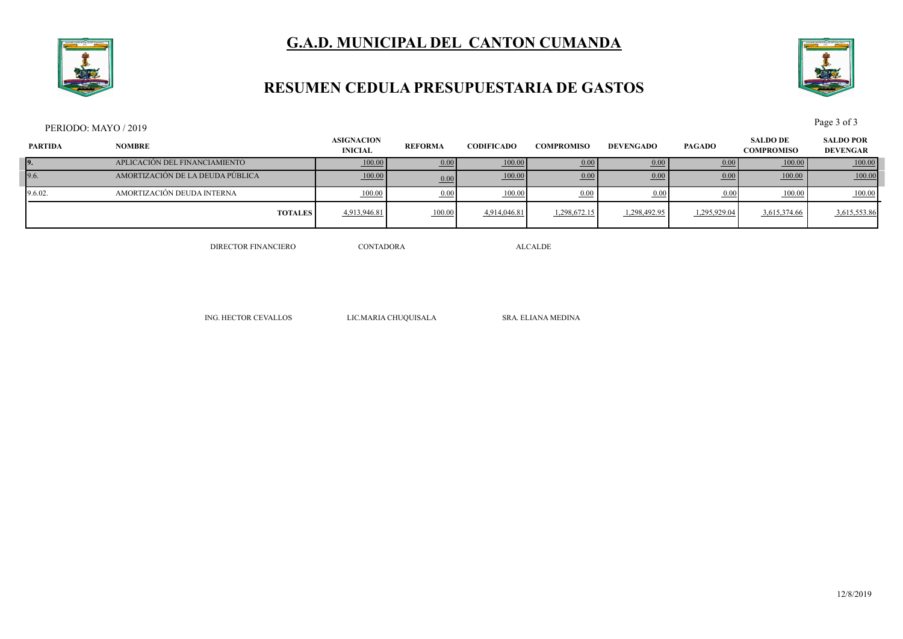# G.A.D. MUNICIPAL DEL CANTON CUMANDA

## RESUMEN CEDULA PRESUPUESTARIA DE GASTOS

PERIODO: MAYO / 2019

| PARTIDA | NOMBRE | ASIGNACION INICIAL | REFORMA | CODIFICADO | COMPROMISO | DEVENGADO | PAGADO | SALDO DE COMPROMISO | SALDO POR DEVENGAR |
|---|---|---|---|---|---|---|---|---|---|
| 9. | APLICACIÓN DEL FINANCIAMIENTO | 100.00 | 0.00 | 100.00 | 0.00 | 0.00 | 0.00 | 100.00 | 100.00 |
| 9.6. | AMORTIZACIÓN DE LA DEUDA PÚBLICA | 100.00 | 0.00 | 100.00 | 0.00 | 0.00 | 0.00 | 100.00 | 100.00 |
| 9.6.02. | AMORTIZACIÓN DEUDA INTERNA | 100.00 | 0.00 | 100.00 | 0.00 | 0.00 | 0.00 | 100.00 | 100.00 |
| | TOTALES | 4,913,946.81 | 100.00 | 4,914,046.81 | 1,298,672.15 | 1,298,492.95 | 1,295,929.04 | 3,615,374.66 | 3,615,553.86 |

DIRECTOR FINANCIERO | CONTADORA | ALCALDE

ING. HECTOR CEVALLOS | LIC.MARIA CHUQUISALA | SRA. ELIANA MEDINA

12/8/2019